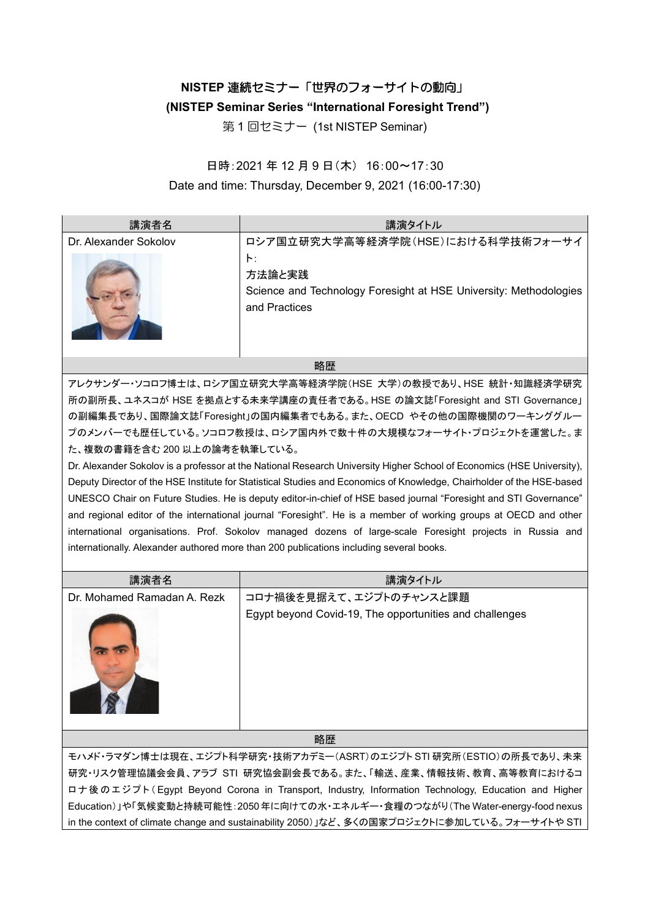# NISTEP 連続セミナー「世界のフォーサイトの動向」

## (NISTEP Seminar Series "International Foresight Trend")

第 1 回セミナー (1st NISTEP Seminar)

日時：2021 年 12 月 9 日（木） 16：00～17：30

Date and time: Thursday, December 9, 2021 (16:00-17:30)

| 講演者名 | 講演タイトル |
| --- | --- |
| Dr. Alexander Sokolov | ロシア国立研究大学高等経済学院（HSE）における科学技術フォーサイト：<br>方法論と実践<br>Science and Technology Foresight at HSE University: Methodologies and Practices |

**略歴**

アレクサンダー・ソコロフ博士は、ロシア国立研究大学高等経済学院（HSE 大学）の教授であり、HSE 統計・知識経済学研究所の副所長、ユネスコが HSE を拠点とする未来学講座の責任者である。HSE の論文誌「Foresight and STI Governance」の副編集長であり、国際論文誌「Foresight」の国内編集者でもある。また、OECD やその他の国際機関のワーキンググループのメンバーでも歴任している。ソコロフ教授は、ロシア国内外で数十件の大規模なフォーサイト・プロジェクトを運営した。また、複数の書籍を含む 200 以上の論考を執筆している。

Dr. Alexander Sokolov is a professor at the National Research University Higher School of Economics (HSE University), Deputy Director of the HSE Institute for Statistical Studies and Economics of Knowledge, Chairholder of the HSE-based UNESCO Chair on Future Studies. He is deputy editor-in-chief of HSE based journal "Foresight and STI Governance" and regional editor of the international journal "Foresight". He is a member of working groups at OECD and other international organisations. Prof. Sokolov managed dozens of large-scale Foresight projects in Russia and internationally. Alexander authored more than 200 publications including several books.

| 講演者名 | 講演タイトル |
| --- | --- |
| Dr. Mohamed Ramadan A. Rezk | コロナ禍後を見据えて、エジプトのチャンスと課題<br>Egypt beyond Covid-19, The opportunities and challenges |

**略歴**

モハメド・ラマダン博士は現在、エジプト科学研究・技術アカデミー（ASRT）のエジプト STI 研究所（ESTIO）の所長であり、未来研究・リスク管理協議会会員、アラブ STI 研究協会副会長である。また、「輸送、産業、情報技術、教育、高等教育におけるコロナ後のエジプト（Egypt Beyond Corona in Transport, Industry, Information Technology, Education and Higher Education）」や「気候変動と持続可能性：2050 年に向けての水・エネルギー・食糧のつながり（The Water-energy-food nexus in the context of climate change and sustainability 2050）」など、多くの国家プロジェクトに参加している。フォーサイトや STI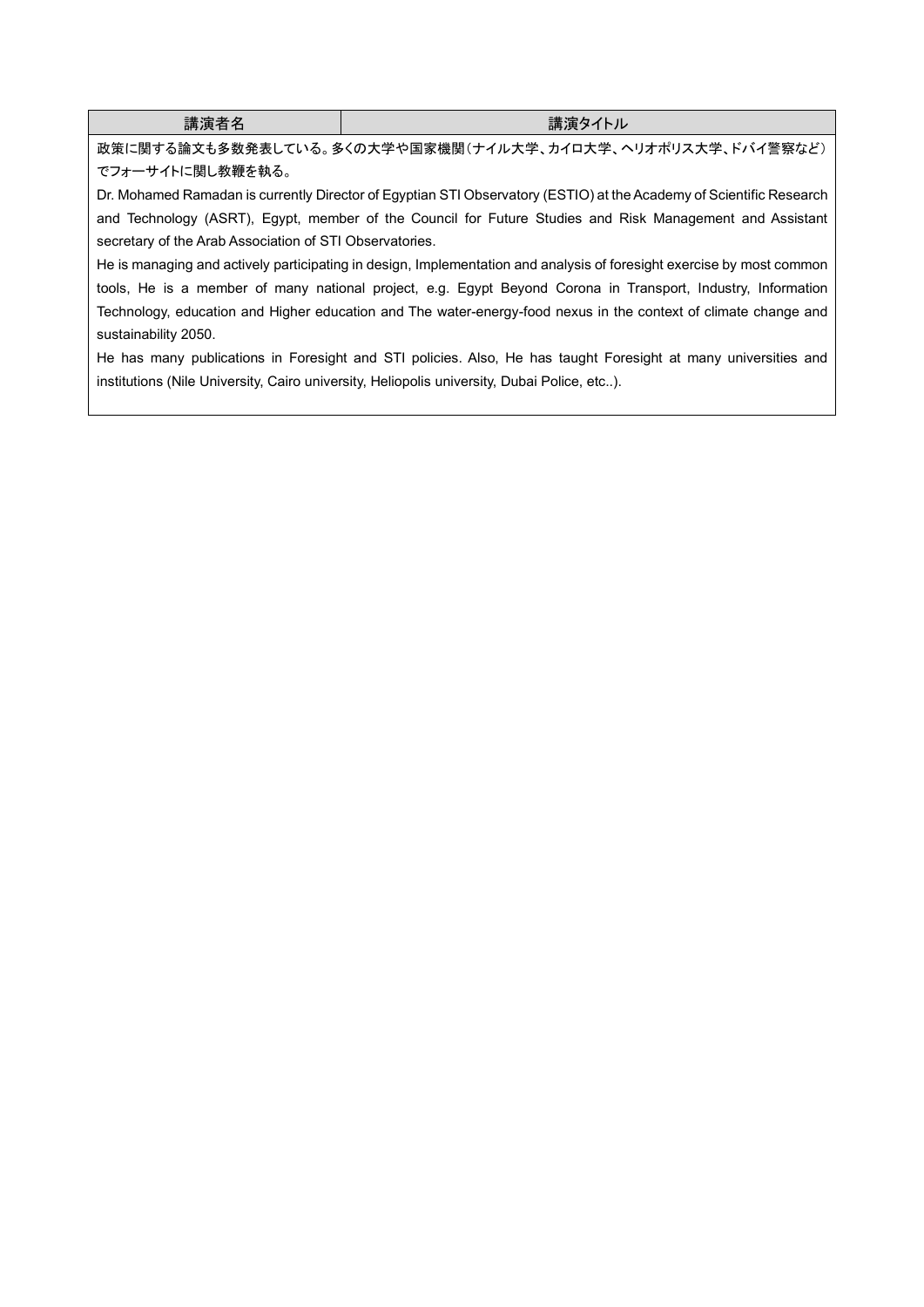| 講演者名 | 講演タイトル |
| --- | --- |

政策に関する論文も多数発表している。多くの大学や国家機関（ナイル大学、カイロ大学、ヘリオポリス大学、ドバイ警察など）でフォーサイトに関し教鞭を執る。

Dr. Mohamed Ramadan is currently Director of Egyptian STI Observatory (ESTIO) at the Academy of Scientific Research and Technology (ASRT), Egypt, member of the Council for Future Studies and Risk Management and Assistant secretary of the Arab Association of STI Observatories.

He is managing and actively participating in design, Implementation and analysis of foresight exercise by most common tools, He is a member of many national project, e.g. Egypt Beyond Corona in Transport, Industry, Information Technology, education and Higher education and The water-energy-food nexus in the context of climate change and sustainability 2050.

He has many publications in Foresight and STI policies. Also, He has taught Foresight at many universities and institutions (Nile University, Cairo university, Heliopolis university, Dubai Police, etc..).